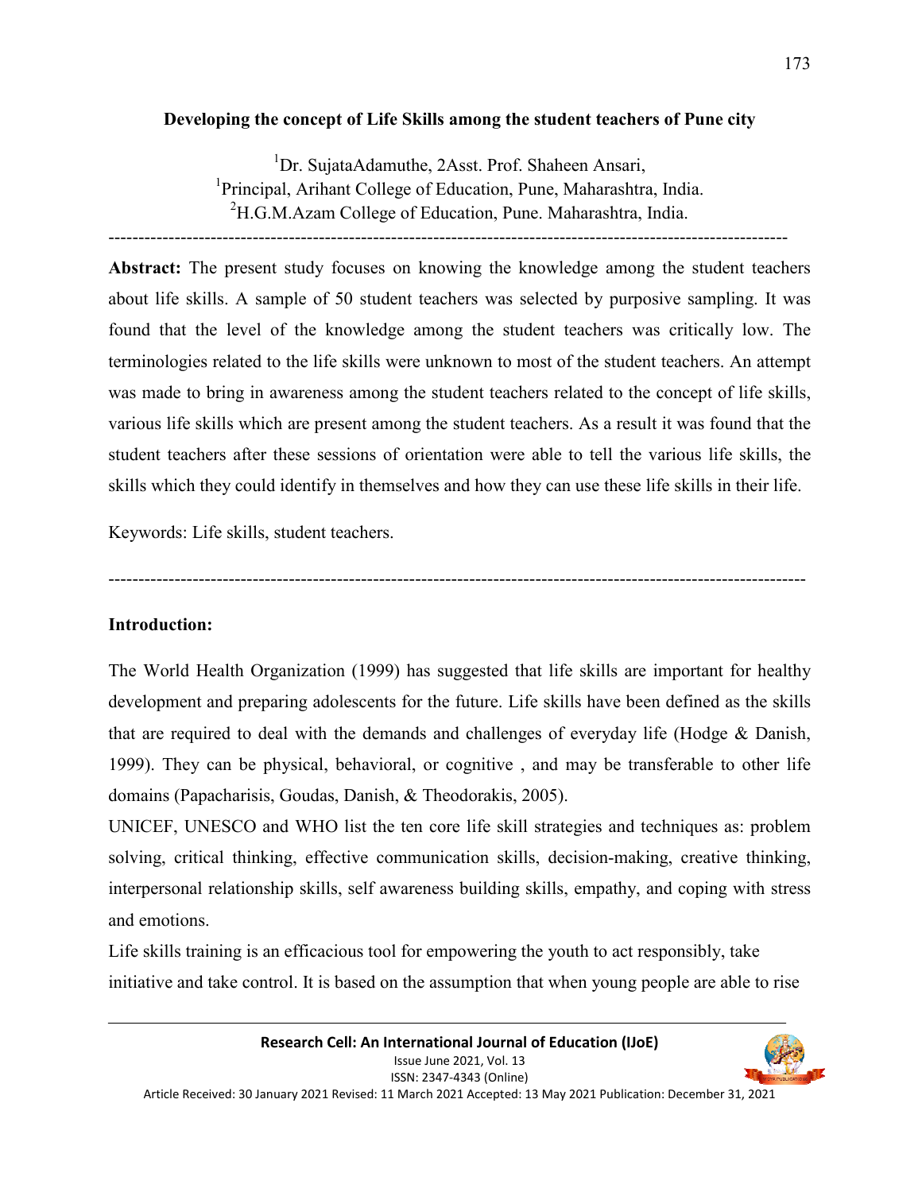# Developing the concept of Life Skills among the student teachers of Pune city

[1]Dr. SujataAdamuthe, 2Asst. Prof. Shaheen Ansari,
[1]Principal, Arihant College of Education, Pune, Maharashtra, India.
[2]H.G.M.Azam College of Education, Pune. Maharashtra, India.

---

**Abstract:** The present study focuses on knowing the knowledge among the student teachers about life skills. A sample of 50 student teachers was selected by purposive sampling. It was found that the level of the knowledge among the student teachers was critically low. The terminologies related to the life skills were unknown to most of the student teachers. An attempt was made to bring in awareness among the student teachers related to the concept of life skills, various life skills which are present among the student teachers. As a result it was found that the student teachers after these sessions of orientation were able to tell the various life skills, the skills which they could identify in themselves and how they can use these life skills in their life.

Keywords: Life skills, student teachers.

---

## Introduction:

The World Health Organization (1999) has suggested that life skills are important for healthy development and preparing adolescents for the future. Life skills have been defined as the skills that are required to deal with the demands and challenges of everyday life (Hodge & Danish, 1999). They can be physical, behavioral, or cognitive , and may be transferable to other life domains (Papacharisis, Goudas, Danish, & Theodorakis, 2005).

UNICEF, UNESCO and WHO list the ten core life skill strategies and techniques as: problem solving, critical thinking, effective communication skills, decision-making, creative thinking, interpersonal relationship skills, self awareness building skills, empathy, and coping with stress and emotions.

Life skills training is an efficacious tool for empowering the youth to act responsibly, take initiative and take control. It is based on the assumption that when young people are able to rise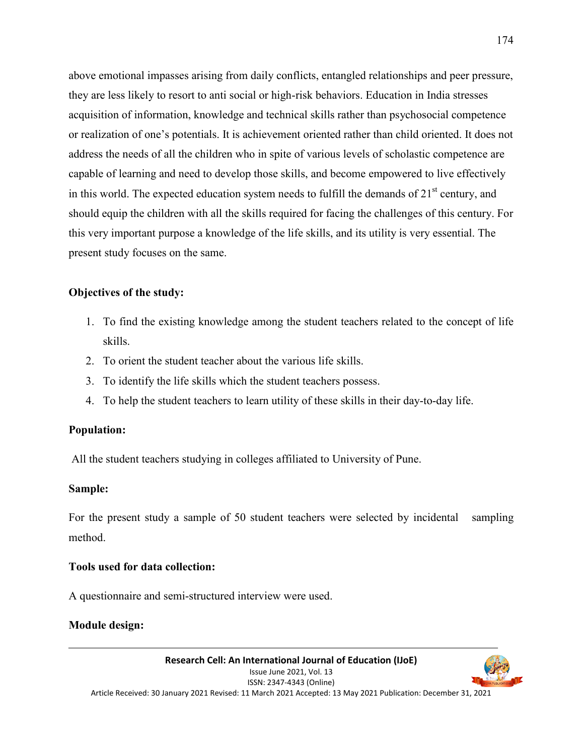above emotional impasses arising from daily conflicts, entangled relationships and peer pressure, they are less likely to resort to anti social or high-risk behaviors. Education in India stresses acquisition of information, knowledge and technical skills rather than psychosocial competence or realization of one's potentials. It is achievement oriented rather than child oriented. It does not address the needs of all the children who in spite of various levels of scholastic competence are capable of learning and need to develop those skills, and become empowered to live effectively in this world. The expected education system needs to fulfill the demands of 21st century, and should equip the children with all the skills required for facing the challenges of this century. For this very important purpose a knowledge of the life skills, and its utility is very essential. The present study focuses on the same.

**Objectives of the study:**

1. To find the existing knowledge among the student teachers related to the concept of life skills.
2. To orient the student teacher about the various life skills.
3. To identify the life skills which the student teachers possess.
4. To help the student teachers to learn utility of these skills in their day-to-day life.

**Population:**

All the student teachers studying in colleges affiliated to University of Pune.

**Sample:**

For the present study a sample of 50 student teachers were selected by incidental sampling method.

**Tools used for data collection:**

A questionnaire and semi-structured interview were used.

**Module design:**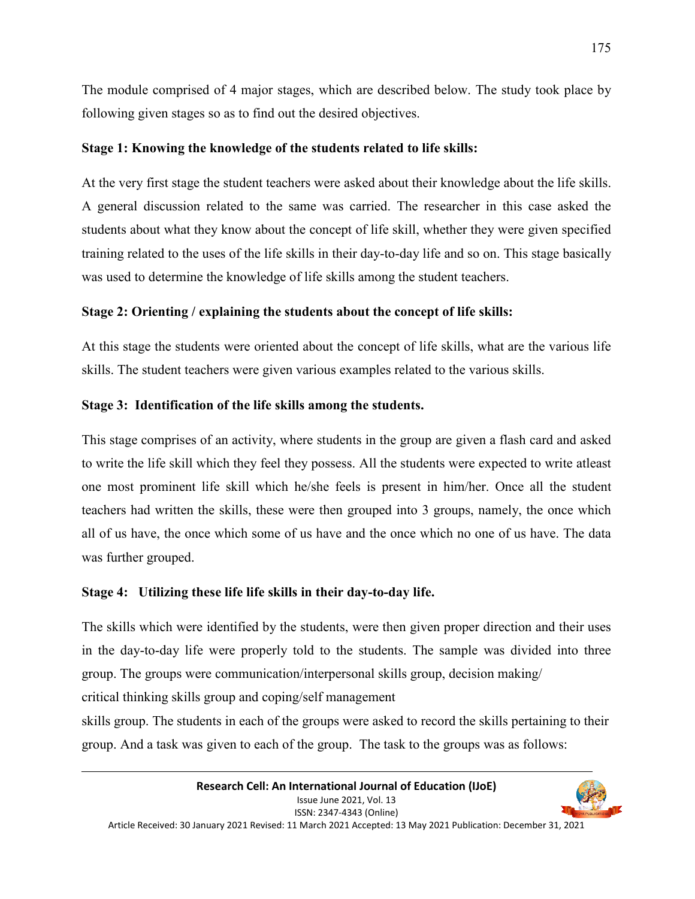The module comprised of 4 major stages, which are described below. The study took place by following given stages so as to find out the desired objectives.

**Stage 1: Knowing the knowledge of the students related to life skills:**

At the very first stage the student teachers were asked about their knowledge about the life skills. A general discussion related to the same was carried. The researcher in this case asked the students about what they know about the concept of life skill, whether they were given specified training related to the uses of the life skills in their day-to-day life and so on. This stage basically was used to determine the knowledge of life skills among the student teachers.

**Stage 2: Orienting / explaining the students about the concept of life skills:**

At this stage the students were oriented about the concept of life skills, what are the various life skills. The student teachers were given various examples related to the various skills.

**Stage 3: Identification of the life skills among the students.**

This stage comprises of an activity, where students in the group are given a flash card and asked to write the life skill which they feel they possess. All the students were expected to write atleast one most prominent life skill which he/she feels is present in him/her. Once all the student teachers had written the skills, these were then grouped into 3 groups, namely, the once which all of us have, the once which some of us have and the once which no one of us have. The data was further grouped.

**Stage 4: Utilizing these life life skills in their day-to-day life.**

The skills which were identified by the students, were then given proper direction and their uses in the day-to-day life were properly told to the students. The sample was divided into three group. The groups were communication/interpersonal skills group, decision making/ critical thinking skills group and coping/self management skills group. The students in each of the groups were asked to record the skills pertaining to their group. And a task was given to each of the group. The task to the groups was as follows: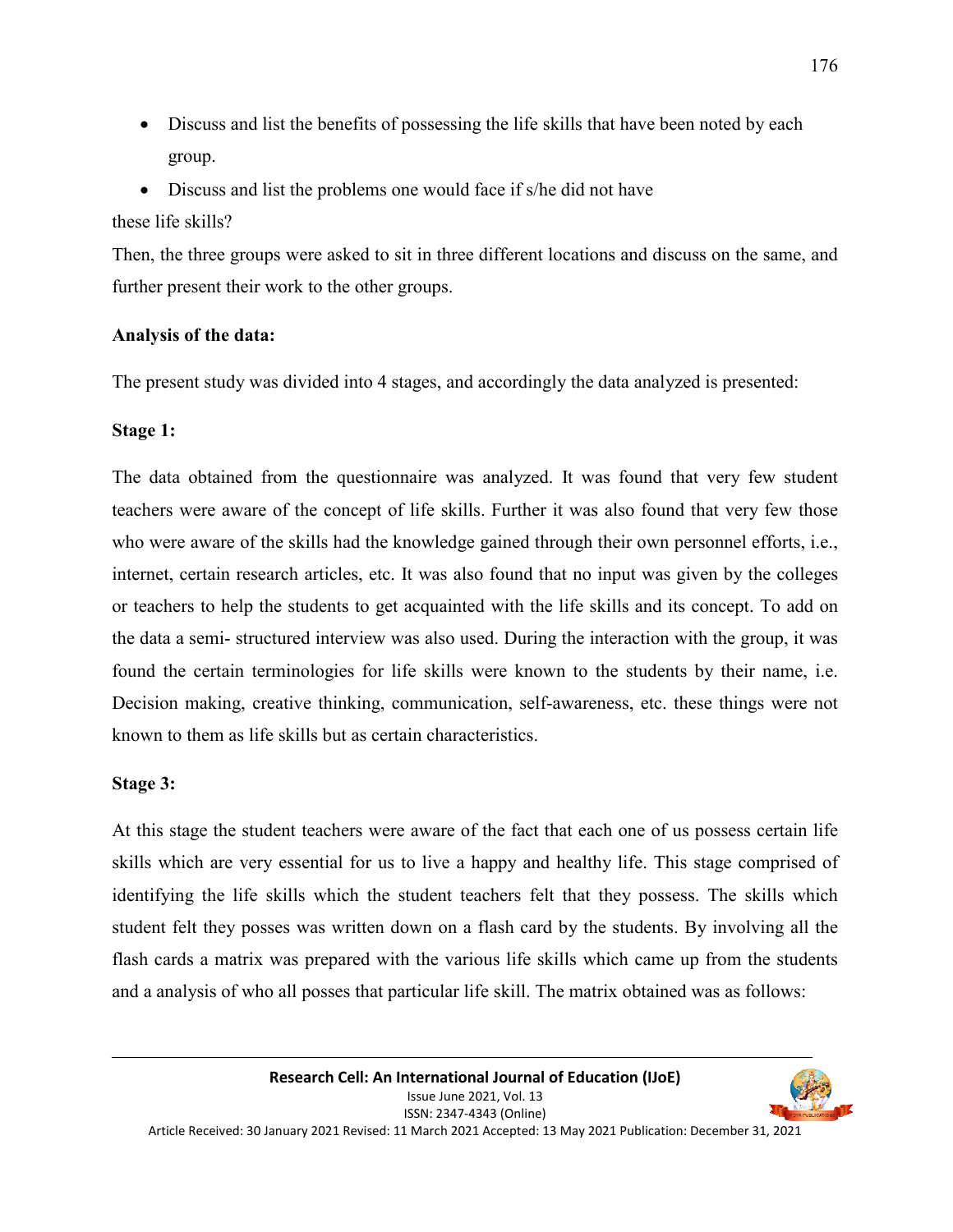- Discuss and list the benefits of possessing the life skills that have been noted by each group.
- Discuss and list the problems one would face if s/he did not have

these life skills?

Then, the three groups were asked to sit in three different locations and discuss on the same, and further present their work to the other groups.

**Analysis of the data:**

The present study was divided into 4 stages, and accordingly the data analyzed is presented:

**Stage 1:**

The data obtained from the questionnaire was analyzed. It was found that very few student teachers were aware of the concept of life skills. Further it was also found that very few those who were aware of the skills had the knowledge gained through their own personnel efforts, i.e., internet, certain research articles, etc. It was also found that no input was given by the colleges or teachers to help the students to get acquainted with the life skills and its concept. To add on the data a semi- structured interview was also used. During the interaction with the group, it was found the certain terminologies for life skills were known to the students by their name, i.e. Decision making, creative thinking, communication, self-awareness, etc. these things were not known to them as life skills but as certain characteristics.

**Stage 3:**

At this stage the student teachers were aware of the fact that each one of us possess certain life skills which are very essential for us to live a happy and healthy life. This stage comprised of identifying the life skills which the student teachers felt that they possess. The skills which student felt they posses was written down on a flash card by the students. By involving all the flash cards a matrix was prepared with the various life skills which came up from the students and a analysis of who all posses that particular life skill. The matrix obtained was as follows: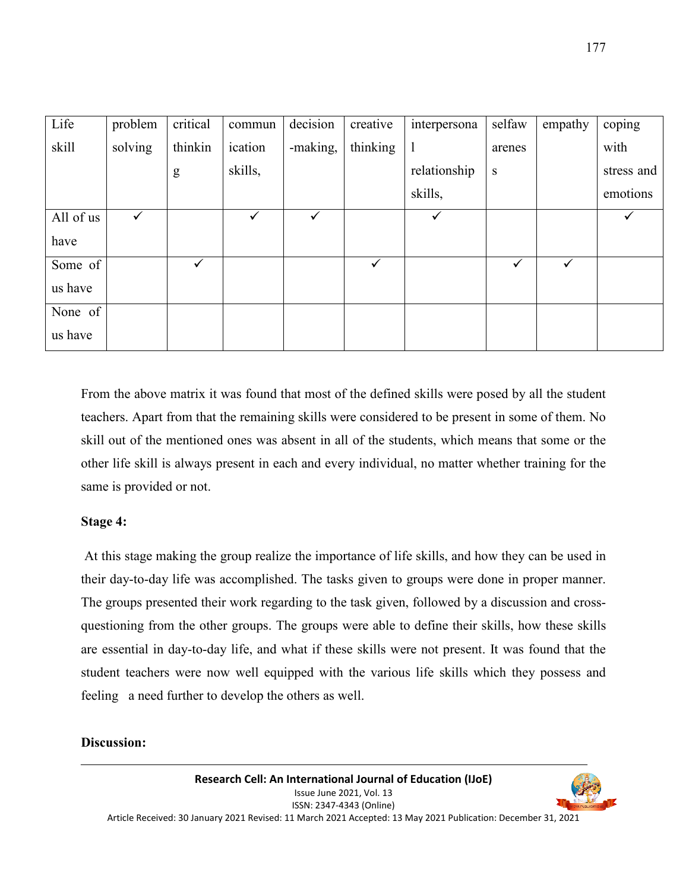| Life skill | problem solving | critical thinking | communication skills, | decision -making, | creative thinking | interpersonal relationship skills, | selfawareness | empathy | coping with stress and emotions |
|---|---|---|---|---|---|---|---|---|---|
| All of us have | ✓ | | ✓ | ✓ | | ✓ | | | ✓ |
| Some of us have | | ✓ | | | ✓ | | ✓ | ✓ | |
| None of us have | | | | | | | | | |

From the above matrix it was found that most of the defined skills were posed by all the student teachers. Apart from that the remaining skills were considered to be present in some of them. No skill out of the mentioned ones was absent in all of the students, which means that some or the other life skill is always present in each and every individual, no matter whether training for the same is provided or not.

**Stage 4:**

At this stage making the group realize the importance of life skills, and how they can be used in their day-to-day life was accomplished. The tasks given to groups were done in proper manner. The groups presented their work regarding to the task given, followed by a discussion and cross-questioning from the other groups. The groups were able to define their skills, how these skills are essential in day-to-day life, and what if these skills were not present. It was found that the student teachers were now well equipped with the various life skills which they possess and feeling a need further to develop the others as well.

**Discussion:**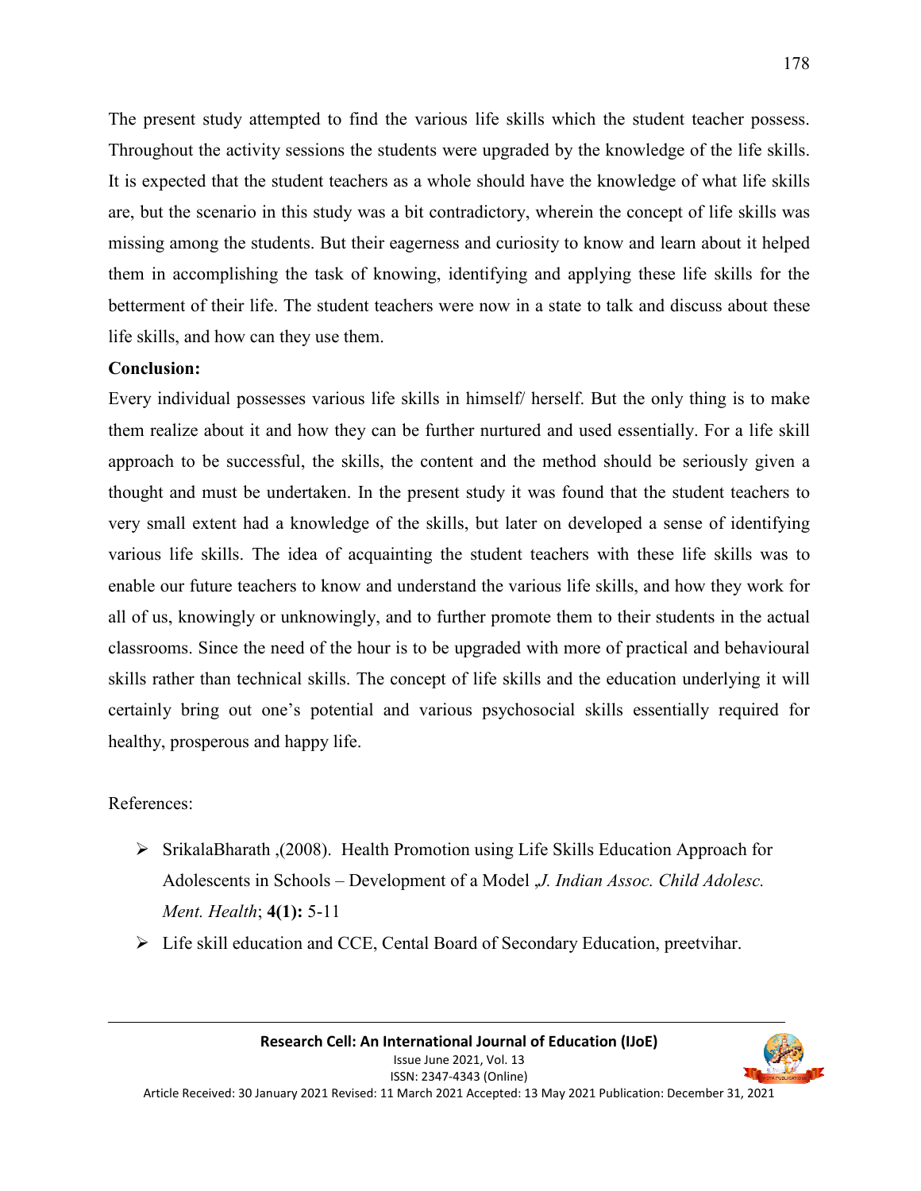The present study attempted to find the various life skills which the student teacher possess. Throughout the activity sessions the students were upgraded by the knowledge of the life skills. It is expected that the student teachers as a whole should have the knowledge of what life skills are, but the scenario in this study was a bit contradictory, wherein the concept of life skills was missing among the students. But their eagerness and curiosity to know and learn about it helped them in accomplishing the task of knowing, identifying and applying these life skills for the betterment of their life. The student teachers were now in a state to talk and discuss about these life skills, and how can they use them.

**Conclusion:**

Every individual possesses various life skills in himself/ herself. But the only thing is to make them realize about it and how they can be further nurtured and used essentially. For a life skill approach to be successful, the skills, the content and the method should be seriously given a thought and must be undertaken. In the present study it was found that the student teachers to very small extent had a knowledge of the skills, but later on developed a sense of identifying various life skills. The idea of acquainting the student teachers with these life skills was to enable our future teachers to know and understand the various life skills, and how they work for all of us, knowingly or unknowingly, and to further promote them to their students in the actual classrooms. Since the need of the hour is to be upgraded with more of practical and behavioural skills rather than technical skills. The concept of life skills and the education underlying it will certainly bring out one's potential and various psychosocial skills essentially required for healthy, prosperous and happy life.

References:

- SrikalaBharath ,(2008). Health Promotion using Life Skills Education Approach for Adolescents in Schools – Development of a Model „*J. Indian Assoc. Child Adolesc. Ment. Health*; **4(1):** 5-11
- Life skill education and CCE, Cental Board of Secondary Education, preetvihar.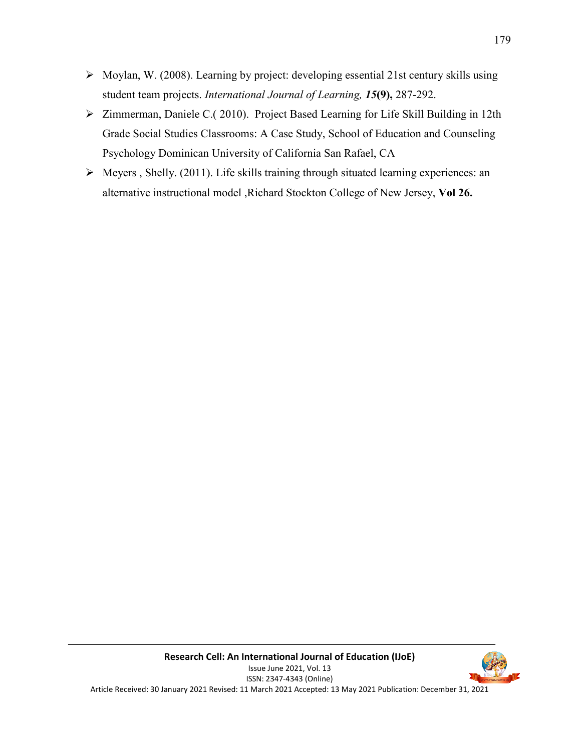- Moylan, W. (2008). Learning by project: developing essential 21st century skills using student team projects. *International Journal of Learning,* ***15*****(9),** 287-292.
- Zimmerman, Daniele C.( 2010). Project Based Learning for Life Skill Building in 12th Grade Social Studies Classrooms: A Case Study, School of Education and Counseling Psychology Dominican University of California San Rafael, CA
- Meyers , Shelly. (2011). Life skills training through situated learning experiences: an alternative instructional model ,Richard Stockton College of New Jersey, **Vol 26.**